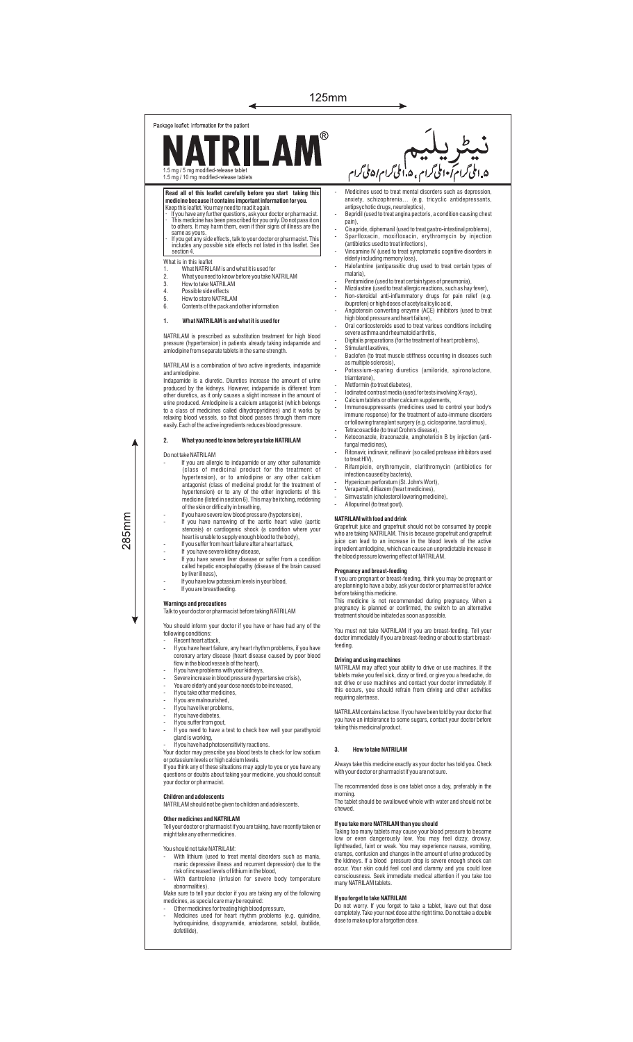Package leaflet: Information for the patient

# NATRILAM®

1.5 mg / 5 mg modified-release tablet
1.5 mg / 10 mg modified-release tablets

نیٹریلیم
۱.۵ ملی گرام/۱۰ ملی گرام، ۱.۵ ملی گرام/۵ ملی گرام

**Read all of this leaflet carefully before you start taking this medicine because it contains important information for you.**

Keep this leaflet. You may need to read it again.

- If you have any further questions, ask your doctor or pharmacist.
- This medicine has been prescribed for you only. Do not pass it on to others. It may harm them, even if their signs of illness are the same as yours.
- If you get any side effects, talk to your doctor or pharmacist. This includes any possible side effects not listed in this leaflet. See section 4.

What is in this leaflet

1. What NATRILAM is and what it is used for
2. What you need to know before you take NATRILAM
3. How to take NATRILAM
4. Possible side effects
5. How to store NATRILAM
6. Contents of the pack and other information

## 1. What NATRILAM is and what it is used for

NATRILAM is prescribed as substitution treatment for high blood pressure (hypertension) in patients already taking indapamide and amlodipine from separate tablets in the same strength.

NATRILAM is a combination of two active ingredients, indapamide and amlodipine.

Indapamide is a diuretic. Diuretics increase the amount of urine produced by the kidneys. However, indapamide is different from other diuretics, as it only causes a slight increase in the amount of urine produced. Amlodipine is a calcium antagonist (which belongs to a class of medicines called dihydropyridines) and it works by relaxing blood vessels, so that blood passes through them more easily. Each of the active ingredients reduces blood pressure.

## 2. What you need to know before you take NATRILAM

Do not take NATRILAM

- If you are allergic to indapamide or any other sulfonamide (class of medicinal product for the treatment of hypertension), or to amlodipine or any other calcium antagonist (class of medicinal produt for the treatment of hypertension) or to any of the other ingredients of this medicine (listed in section 6). This may be itching, reddening of the skin or difficulty in breathing,
- If you have severe low blood pressure (hypotension),
- If you have narrowing of the aortic heart valve (aortic stenosis) or cardiogenic shock (a condition where your heart is unable to supply enough blood to the body),
- If you suffer from heart failure after a heart attack,
- If you have severe kidney disease,
- If you have severe liver disease or suffer from a condition called hepatic encephalopathy (disease of the brain caused by liver illness),
- If you have low potassium levels in your blood,
- If you are breastfeeding.

**Warnings and precautions**

Talk to your doctor or pharmacist before taking NATRILAM

You should inform your doctor if you have or have had any of the following conditions:

- Recent heart attack,
- If you have heart failure, any heart rhythm problems, if you have coronary artery disease (heart disease caused by poor blood flow in the blood vessels of the heart),
- If you have problems with your kidneys,
- Severe increase in blood pressure (hypertensive crisis),
- You are elderly and your dose needs to be increased,
- If you take other medicines,
- If you are malnourished,
- If you have liver problems,
- If you have diabetes,
- If you suffer from gout,
- If you need to have a test to check how well your parathyroid gland is working,
- If you have had photosensitivity reactions.

Your doctor may prescribe you blood tests to check for low sodium or potassium levels or high calcium levels.

If you think any of these situations may apply to you or you have any questions or doubts about taking your medicine, you should consult your doctor or pharmacist.

**Children and adolescents**

NATRILAM should not be given to children and adolescents.

**Other medicines and NATRILAM**

Tell your doctor or pharmacist if you are taking, have recently taken or might take any other medicines.

You should not take NATRILAM:

- With lithium (used to treat mental disorders such as mania, manic depressive illness and recurrent depression) due to the risk of increased levels of lithium in the blood,
- With dantrolene (infusion for severe body temperature abnormalities).

Make sure to tell your doctor if you are taking any of the following medicines, as special care may be required:

- Other medicines for treating high blood pressure,
- Medicines used for heart rhythm problems (e.g. quinidine, hydroquinidine, disopyramide, amiodarone, sotalol, ibutilide, dofetilide),
- Medicines used to treat mental disorders such as depression, anxiety, schizophrenia… (e.g. tricyclic antidepressants, antipsychotic drugs, neuroleptics),
- Bepridil (used to treat angina pectoris, a condition causing chest pain),
- Cisapride, diphemanil (used to treat gastro-intestinal problems),
- Sparfloxacin, moxifloxacin, erythromycin by injection (antibiotics used to treat infections),
- Vincamine IV (used to treat symptomatic cognitive disorders in elderly including memory loss),
- Halofantrine (antiparasitic drug used to treat certain types of malaria),
- Pentamidine (used to treat certain types of pneumonia),
- Mizolastine (used to treat allergic reactions, such as hay fever),
- Non-steroidal anti-inflammatory drugs for pain relief (e.g. ibuprofen) or high doses of acetylsalicylic acid,
- Angiotensin converting enzyme (ACE) inhibitors (used to treat high blood pressure and heart failure),
- Oral corticosteroids used to treat various conditions including severe asthma and rheumatoid arthritis,
- Digitalis preparations (for the treatment of heart problems),
- Stimulant laxatives,
- Baclofen (to treat muscle stiffness occurring in diseases such as multiple sclerosis),
- Potassium-sparing diuretics (amiloride, spironolactone, triamterene),
- Metformin (to treat diabetes),
- Iodinated contrast media (used for tests involving X-rays),
- Calcium tablets or other calcium supplements,
- Immunosuppressants (medicines used to control your body's immune response) for the treatment of auto-immune disorders or following transplant surgery (e.g. ciclosporine, tacrolimus),
- Tetracosactide (to treat Crohn's disease),
- Ketoconazole, itraconazole, amphotericin B by injection (anti-fungal medicines),
- Ritonavir, indinavir, nelfinavir (so called protease inhibitors used to treat HIV),
- Rifampicin, erythromycin, clarithromycin (antibiotics for infection caused by bacteria),
- Hypericum perforatum (St. John's Wort),
- Verapamil, diltiazem (heart medicines),
- Simvastatin (cholesterol lowering medicine),
- Allopurinol (to treat gout).

**NATRILAM with food and drink**

Grapefruit juice and grapefruit should not be consumed by people who are taking NATRILAM. This is because grapefruit and grapefruit juice can lead to an increase in the blood levels of the active ingredient amlodipine, which can cause an unpredictable increase in the blood pressure lowering effect of NATRILAM.

**Pregnancy and breast-feeding**

If you are pregnant or breast-feeding, think you may be pregnant or are planning to have a baby, ask your doctor or pharmacist for advice before taking this medicine.

This medicine is not recommended during pregnancy. When a pregnancy is planned or confirmed, the switch to an alternative treatment should be initiated as soon as possible.

You must not take NATRILAM if you are breast-feeding. Tell your doctor immediately if you are breast-feeding or about to start breast-feeding.

**Driving and using machines**

NATRILAM may affect your ability to drive or use machines. If the tablets make you feel sick, dizzy or tired, or give you a headache, do not drive or use machines and contact your doctor immediately. If this occurs, you should refrain from driving and other activities requiring alertness.

NATRILAM contains lactose. If you have been told by your doctor that you have an intolerance to some sugars, contact your doctor before taking this medicinal product.

## 3. How to take NATRILAM

Always take this medicine exactly as your doctor has told you. Check with your doctor or pharmacist if you are not sure.

The recommended dose is one tablet once a day, preferably in the morning.

The tablet should be swallowed whole with water and should not be chewed.

**If you take more NATRILAM than you should**

Taking too many tablets may cause your blood pressure to become low or even dangerously low. You may feel dizzy, drowsy, lightheaded, faint or weak. You may experience nausea, vomiting, cramps, confusion and changes in the amount of urine produced by the kidneys. If a blood pressure drop is severe enough shock can occur. Your skin could feel cool and clammy and you could lose consciousness. Seek immediate medical attention if you take too many NATRILAM tablets.

**If you forget to take NATRILAM**

Do not worry. If you forget to take a tablet, leave out that dose completely. Take your next dose at the right time. Do not take a double dose to make up for a forgotten dose.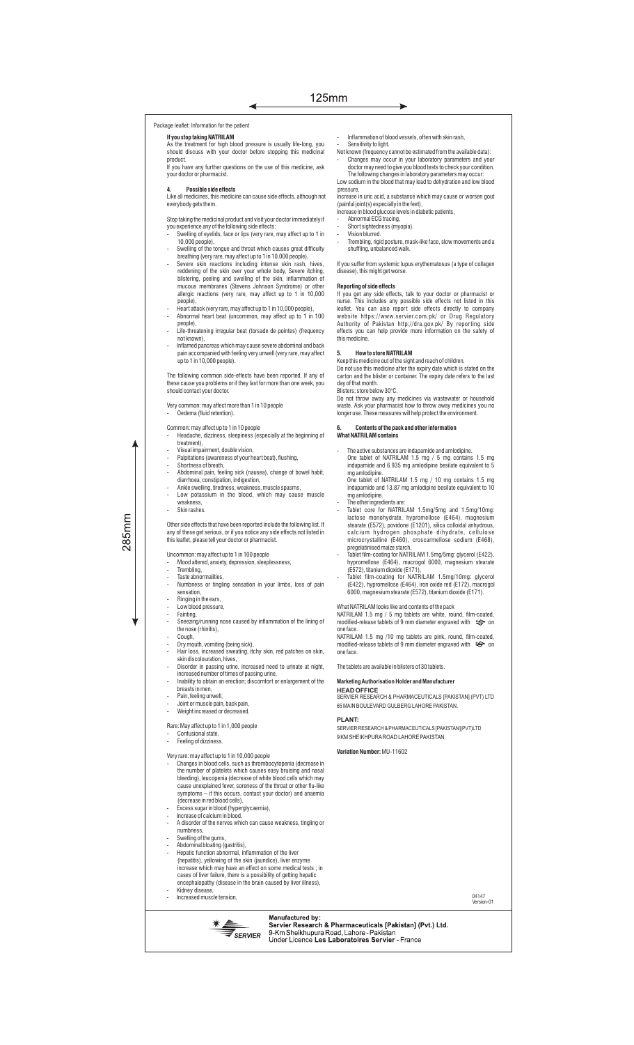Package leaflet: Information for the patient

**If you stop taking NATRILAM**

As the treatment for high blood pressure is usually life-long, you should discuss with your doctor before stopping this medicinal product.

If you have any further questions on the use of this medicine, ask your doctor or pharmacist.

## 4. Possible side effects

Like all medicines, this medicine can cause side effects, although not everybody gets them.

Stop taking the medicinal product and visit your doctor immediately if you experience any of the following side effects:

- Swelling of eyelids, face or lips (very rare, may affect up to 1 in 10,000 people),
- Swelling of the tongue and throat which causes great difficulty breathing (very rare, may affect up to 1 in 10,000 people),
- Severe skin reactions including intense skin rash, hives, reddening of the skin over your whole body, Severe itching, blistering, peeling and swelling of the skin, inflammation of mucous membranes (Stevens Johnson Syndrome) or other allergic reactions (very rare, may affect up to 1 in 10,000 people),
- Heart attack (very rare, may affect up to 1 in 10,000 people),
- Abnormal heart beat (uncommon, may affect up to 1 in 100 people),
- Life-threatening irregular beat (torsade de pointes) (frequency not known),
- Inflamed pancreas which may cause severe abdominal and back pain accompanied with feeling very unwell (very rare, may affect up to 1 in 10,000 people).

The following common side-effects have been reported. If any of these cause you problems or if they last for more than one week, you should contact your doctor.

Very common: may affect more than 1 in 10 people

- Oedema (fluid retention).

Common: may affect up to 1 in 10 people

- Headache, dizziness, sleepiness (especially at the beginning of treatment),
- Visual impairment, double vision,
- Palpitations (awareness of your heart beat), flushing,
- Shortness of breath,
- Abdominal pain, feeling sick (nausea), change of bowel habit, diarrhoea, constipation, indigestion,
- Ankle swelling, tiredness, weakness, muscle spasms,
- Low potassium in the blood, which may cause muscle weakness,
- Skin rashes.

Other side effects that have been reported include the following list. If any of these get serious, or if you notice any side effects not listed in this leaflet, please tell your doctor or pharmacist.

Uncommon: may affect up to 1 in 100 people

- Mood altered, anxiety, depression, sleeplessness,
- Trembling,
- Taste abnormalities,
- Numbness or tingling sensation in your limbs, loss of pain sensation,
- Ringing in the ears,
- Low blood pressure,
- Fainting,
- Sneezing/running nose caused by inflammation of the lining of the nose (rhinitis),
- Cough,
- Dry mouth, vomiting (being sick),
- Hair loss, increased sweating, itchy skin, red patches on skin, skin discolouration, hives,
- Disorder in passing urine, increased need to urinate at night, increased number of times of passing urine,
- Inability to obtain an erection; discomfort or enlargement of the breasts in men,
- Pain, feeling unwell,
- Joint or muscle pain, back pain,
- Weight increased or decreased.

Rare: May affect up to 1 in 1,000 people

- Confusional state,
- Feeling of dizziness.

Very rare: may affect up to 1 in 10,000 people

- Changes in blood cells, such as thrombocytopenia (decrease in the number of platelets which causes easy bruising and nasal bleeding), leucopenia (decrease of white blood cells which may cause unexplained fever, soreness of the throat or other flu-like symptoms – if this occurs, contact your doctor) and anaemia (decrease in red blood cells),
- Excess sugar in blood (hyperglycaemia),
- Increase of calcium in blood,
- A disorder of the nerves which can cause weakness, tingling or numbness,
- Swelling of the gums,
- Abdominal bloating (gastritis),
- Hepatic function abnormal, inflammation of the liver (hepatitis), yellowing of the skin (jaundice), liver enzyme increase which may have an effect on some medical tests ; in cases of liver failure, there is a possibility of getting hepatic encephalopathy (disease in the brain caused by liver illness),
- Kidney disease,
- Increased muscle tension,
- Inflammation of blood vessels, often with skin rash,
- Sensitivity to light.

Not known (frequency cannot be estimated from the available data):

- Changes may occur in your laboratory parameters and your doctor may need to give you blood tests to check your condition. The following changes in laboratory parameters may occur:

Low sodium in the blood that may lead to dehydration and low blood pressure,

Increase in uric acid, a substance which may cause or worsen gout (painful joint(s) especially in the feet),

Increase in blood glucose levels in diabetic patients,

- Abnormal ECG tracing,
- Short sightedness (myopia).
- Vision blurred.
- Trembling, rigid posture, mask-like face, slow movements and a shuffling, unbalanced walk.

If you suffer from systemic lupus erythematosus (a type of collagen disease), this might get worse.

**Reporting of side effects**

If you get any side effects, talk to your doctor or pharmacist or nurse. This includes any possible side effects not listed in this leaflet. You can also report side effects directly to company website https://www.servier.com.pk/ or Drug Regulatory Authority of Pakistan http://dra.gov.pk/ By reporting side effects you can help provide more information on the safety of this medicine.

## 5. How to store NATRILAM

Keep this medicine out of the sight and reach of children.

Do not use this medicine after the expiry date which is stated on the carton and the blister or container. The expiry date refers to the last day of that month.

Blisters: store below 30°C.

Do not throw away any medicines via wastewater or household waste. Ask your pharmacist how to throw away medicines you no longer use. These measures will help protect the environment.

## 6. Contents of the pack and other information

**What NATRILAM contains**

- The active substances are indapamide and amlodipine.
  One tablet of NATRILAM 1.5 mg / 5 mg contains 1.5 mg indapamide and 6.935 mg amlodipine besilate equivalent to 5 mg amlodipine.
  One tablet of NATRILAM 1.5 mg / 10 mg contains 1.5 mg indapamide and 13.87 mg amlodipine besilate equivalent to 10 mg amlodipine.
- The other ingredients are:
- Tablet core for NATRILAM 1.5mg/5mg and 1.5mg/10mg: lactose monohydrate, hypromellose (E464), magnesium stearate (E572), povidone (E1201), silica colloidal anhydrous, calcium hydrogen phosphate dihydrate, cellulose microcrystalline (E460), croscarmellose sodium (E468), pregelatinised maize starch,
- Tablet film-coating for NATRILAM 1.5mg/5mg: glycerol (E422), hypromellose (E464), macrogol 6000, magnesium stearate (E572), titanium dioxide (E171),
- Tablet film-coating for NATRILAM 1.5mg/10mg: glycerol (E422), hypromellose (E464), iron oxide red (E172), macrogol 6000, magnesium stearate (E572), titanium dioxide (E171).

What NATRILAM looks like and contents of the pack

NATRILAM 1.5 mg / 5 mg tablets are white, round, film-coated, modified-release tablets of 9 mm diameter engraved with on one face.

NATRILAM 1.5 mg /10 mg tablets are pink, round, film-coated, modified-release tablets of 9 mm diameter engraved with on one face.

The tablets are available in blisters of 30 tablets.

**Marketing Authorisation Holder and Manufacturer**

**HEAD OFFICE**

SERVIER RESEARCH & PHARMACEUTICALS [PAKISTAN] (PVT) LTD
65 MAIN BOULEVARD GULBERG LAHORE PAKISTAN.

**PLANT:**

SERVIER RESEARCH & PHARMACEUTICALS [PAKISTAN](PVT)LTD
9 KM SHEIKHPURA ROAD LAHORE PAKISTAN.

**Variation Number:** MU-11602

04147
Version-01

**Manufactured by:**
**Servier Research & Pharmaceuticals [Pakistan] (Pvt.) Ltd.**
9-Km Sheikhupura Road, Lahore - Pakistan
Under Licence **Les Laboratoires Servier** - France